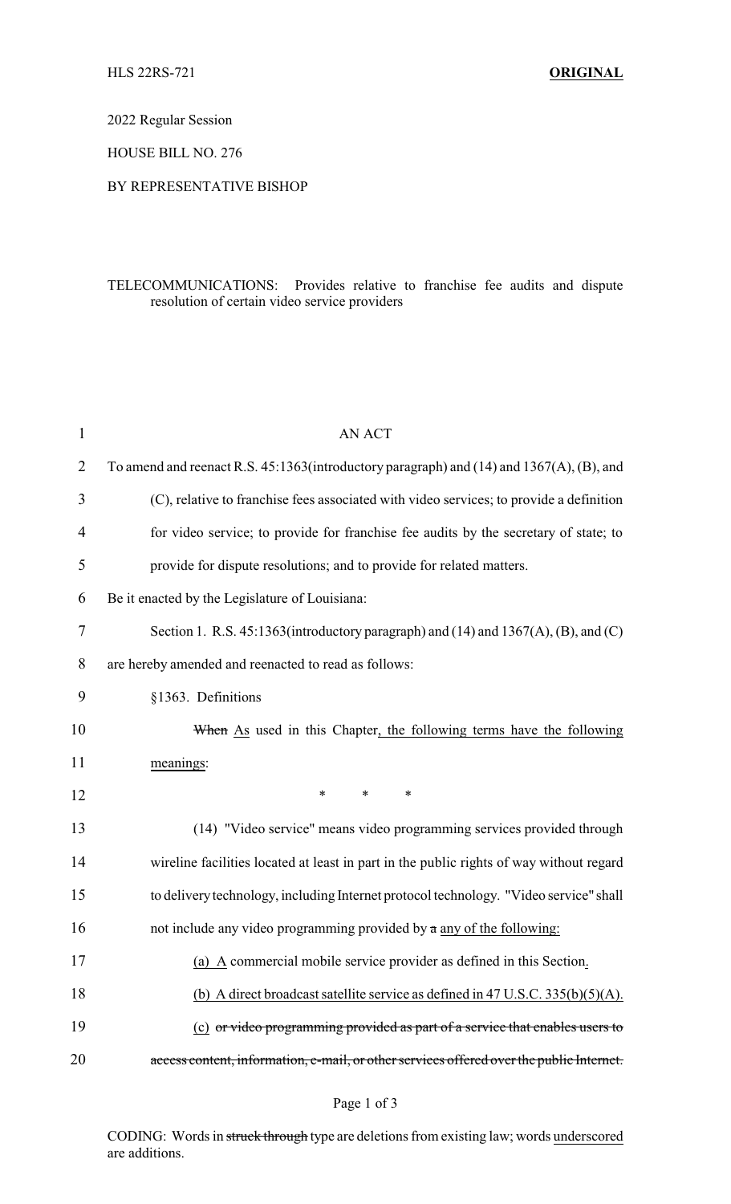HLS 22RS-721 **ORIGINAL**

2022 Regular Session

HOUSE BILL NO. 276

BY REPRESENTATIVE BISHOP

TELECOMMUNICATIONS: Provides relative to franchise fee audits and dispute resolution of certain video service providers

AN ACT

To amend and reenact R.S. 45:1363(introductory paragraph) and (14) and 1367(A), (B), and (C), relative to franchise fees associated with video services; to provide a definition for video service; to provide for franchise fee audits by the secretary of state; to provide for dispute resolutions; and to provide for related matters.

Be it enacted by the Legislature of Louisiana:

Section 1. R.S. 45:1363(introductory paragraph) and (14) and 1367(A), (B), and (C) are hereby amended and reenacted to read as follows:

§1363. Definitions

~~When~~ <u>As</u> used in this Chapter<u>, the following terms have the following meanings</u>:

\* \* \*

(14) "Video service" means video programming services provided through wireline facilities located at least in part in the public rights of way without regard to delivery technology, including Internet protocol technology. "Video service" shall not include any video programming provided by ~~a~~ <u>any of the following:</u>

<u>(a) A</u> commercial mobile service provider as defined in this Section<u>.</u>

<u>(b) A direct broadcast satellite service as defined in 47 U.S.C. 335(b)(5)(A).</u>

<u>(c)</u> ~~or video programming provided as part of a service that enables users to access content, information, e-mail, or other services offered over the public Internet.~~

CODING: Words in ~~struck through~~ type are deletions from existing law; words <u>underscored</u> are additions.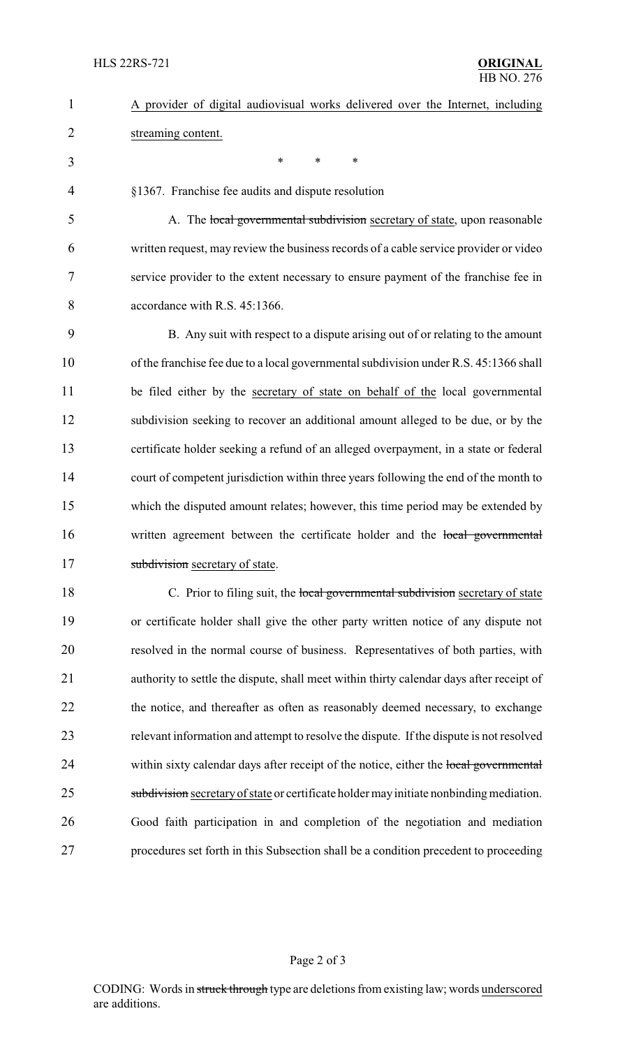<u>A provider of digital audiovisual works delivered over the Internet, including streaming content.</u>

\* \* \*

§1367. Franchise fee audits and dispute resolution

A. The ~~local governmental subdivision~~ <u>secretary of state</u>, upon reasonable written request, may review the business records of a cable service provider or video service provider to the extent necessary to ensure payment of the franchise fee in accordance with R.S. 45:1366.

B. Any suit with respect to a dispute arising out of or relating to the amount of the franchise fee due to a local governmental subdivision under R.S. 45:1366 shall be filed either by the <u>secretary of state on behalf of the</u> local governmental subdivision seeking to recover an additional amount alleged to be due, or by the certificate holder seeking a refund of an alleged overpayment, in a state or federal court of competent jurisdiction within three years following the end of the month to which the disputed amount relates; however, this time period may be extended by written agreement between the certificate holder and the ~~local governmental subdivision~~ <u>secretary of state</u>.

C. Prior to filing suit, the ~~local governmental subdivision~~ <u>secretary of state</u> or certificate holder shall give the other party written notice of any dispute not resolved in the normal course of business. Representatives of both parties, with authority to settle the dispute, shall meet within thirty calendar days after receipt of the notice, and thereafter as often as reasonably deemed necessary, to exchange relevant information and attempt to resolve the dispute. If the dispute is not resolved within sixty calendar days after receipt of the notice, either the ~~local governmental subdivision~~ <u>secretary of state</u> or certificate holder may initiate nonbinding mediation. Good faith participation in and completion of the negotiation and mediation procedures set forth in this Subsection shall be a condition precedent to proceeding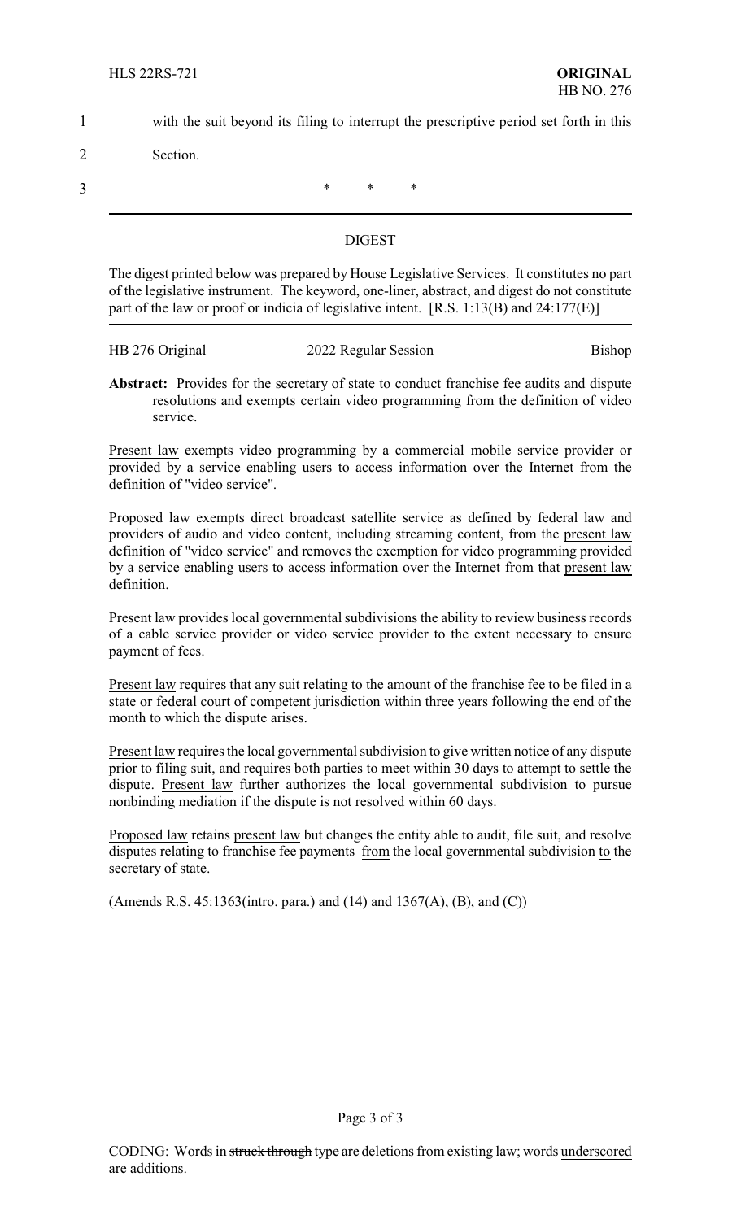with the suit beyond its filing to interrupt the prescriptive period set forth in this Section.

\* \* \*

## DIGEST

The digest printed below was prepared by House Legislative Services. It constitutes no part of the legislative instrument. The keyword, one-liner, abstract, and digest do not constitute part of the law or proof or indicia of legislative intent. [R.S. 1:13(B) and 24:177(E)]

| HB 276 Original | 2022 Regular Session | Bishop |
|---|---|---|

**Abstract:** Provides for the secretary of state to conduct franchise fee audits and dispute resolutions and exempts certain video programming from the definition of video service.

Present law exempts video programming by a commercial mobile service provider or provided by a service enabling users to access information over the Internet from the definition of "video service".

Proposed law exempts direct broadcast satellite service as defined by federal law and providers of audio and video content, including streaming content, from the present law definition of "video service" and removes the exemption for video programming provided by a service enabling users to access information over the Internet from that present law definition.

Present law provides local governmental subdivisions the ability to review business records of a cable service provider or video service provider to the extent necessary to ensure payment of fees.

Present law requires that any suit relating to the amount of the franchise fee to be filed in a state or federal court of competent jurisdiction within three years following the end of the month to which the dispute arises.

Present law requires the local governmental subdivision to give written notice of any dispute prior to filing suit, and requires both parties to meet within 30 days to attempt to settle the dispute. Present law further authorizes the local governmental subdivision to pursue nonbinding mediation if the dispute is not resolved within 60 days.

Proposed law retains present law but changes the entity able to audit, file suit, and resolve disputes relating to franchise fee payments from the local governmental subdivision to the secretary of state.

(Amends R.S. 45:1363(intro. para.) and (14) and 1367(A), (B), and (C))

CODING: Words in struck through type are deletions from existing law; words underscored are additions.